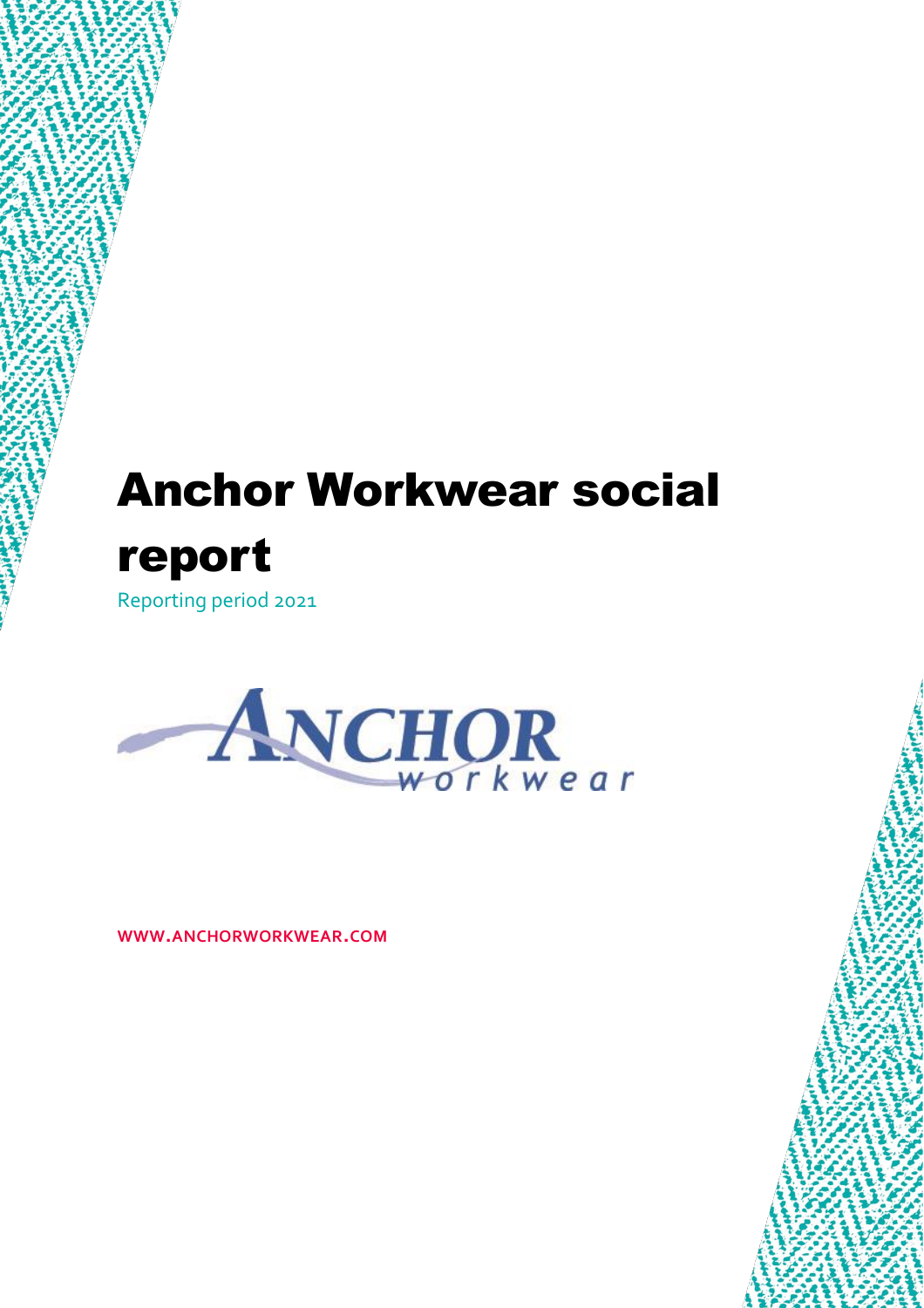# Anchor Workwear social report

Reporting period 2021

ANCHOR workwear

**WWW.ANCHORWORKWEAR.COM**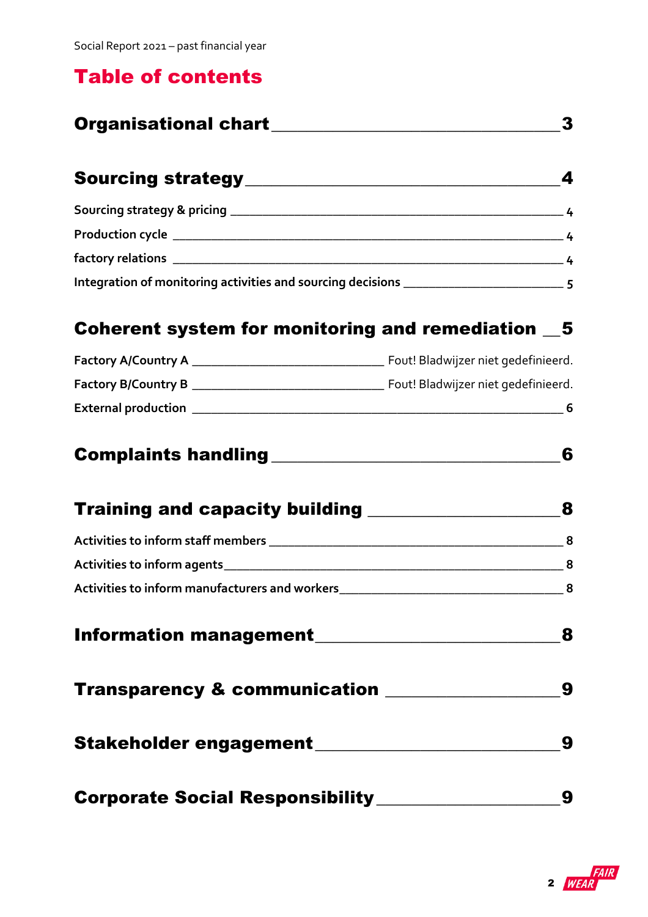# Table of contents

**Organisational chart** ____ **3**

**Sourcing strategy** ____ **4**

- Sourcing strategy & pricing ____ 4
- Production cycle ____ 4
- factory relations ____ 4
- Integration of monitoring activities and sourcing decisions ____ 5

**Coherent system for monitoring and remediation** ____ **5**

- Factory A/Country A ____ Fout! Bladwijzer niet gedefinieerd.
- Factory B/Country B ____ Fout! Bladwijzer niet gedefinieerd.
- External production ____ 6

**Complaints handling** ____ **6**

**Training and capacity building** ____ **8**

- Activities to inform staff members ____ 8
- Activities to inform agents ____ 8
- Activities to inform manufacturers and workers ____ 8

**Information management** ____ **8**

**Transparency & communication** ____ **9**

**Stakeholder engagement** ____ **9**

**Corporate Social Responsibility** ____ **9**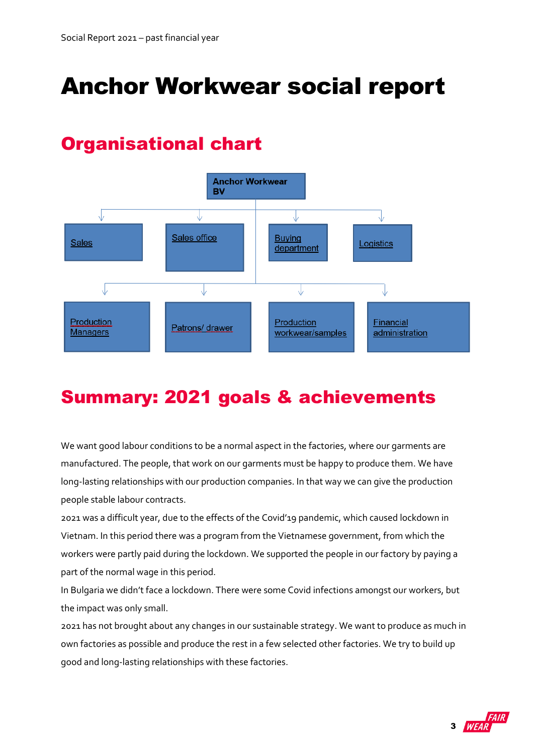# Anchor Workwear social report

## Organisational chart

Anchor Workwear BV

- Sales
- Sales office
- Buying department
- Logistics
- Production Managers
- Patrons/ drawer
- Production workwear/samples
- Financial administration

## Summary: 2021 goals & achievements

We want good labour conditions to be a normal aspect in the factories, where our garments are manufactured. The people, that work on our garments must be happy to produce them. We have long-lasting relationships with our production companies. In that way we can give the production people stable labour contracts.
2021 was a difficult year, due to the effects of the Covid'19 pandemic, which caused lockdown in Vietnam. In this period there was a program from the Vietnamese government, from which the workers were partly paid during the lockdown. We supported the people in our factory by paying a part of the normal wage in this period.
In Bulgaria we didn't face a lockdown. There were some Covid infections amongst our workers, but the impact was only small.
2021 has not brought about any changes in our sustainable strategy. We want to produce as much in own factories as possible and produce the rest in a few selected other factories. We try to build up good and long-lasting relationships with these factories.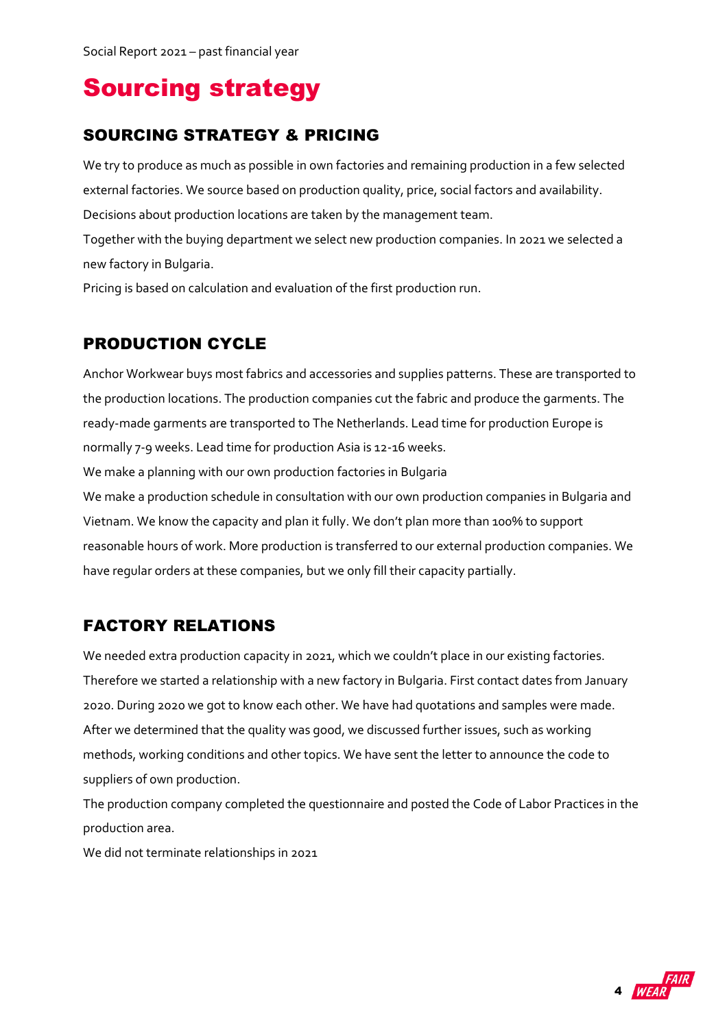# Sourcing strategy

## SOURCING STRATEGY & PRICING

We try to produce as much as possible in own factories and remaining production in a few selected external factories. We source based on production quality, price, social factors and availability. Decisions about production locations are taken by the management team.

Together with the buying department we select new production companies. In 2021 we selected a new factory in Bulgaria.

Pricing is based on calculation and evaluation of the first production run.

## PRODUCTION CYCLE

Anchor Workwear buys most fabrics and accessories and supplies patterns. These are transported to the production locations. The production companies cut the fabric and produce the garments. The ready-made garments are transported to The Netherlands. Lead time for production Europe is normally 7-9 weeks. Lead time for production Asia is 12-16 weeks.

We make a planning with our own production factories in Bulgaria

We make a production schedule in consultation with our own production companies in Bulgaria and Vietnam. We know the capacity and plan it fully. We don't plan more than 100% to support reasonable hours of work. More production is transferred to our external production companies. We have regular orders at these companies, but we only fill their capacity partially.

## FACTORY RELATIONS

We needed extra production capacity in 2021, which we couldn't place in our existing factories. Therefore we started a relationship with a new factory in Bulgaria. First contact dates from January 2020. During 2020 we got to know each other. We have had quotations and samples were made. After we determined that the quality was good, we discussed further issues, such as working methods, working conditions and other topics. We have sent the letter to announce the code to suppliers of own production.

The production company completed the questionnaire and posted the Code of Labor Practices in the production area.

We did not terminate relationships in 2021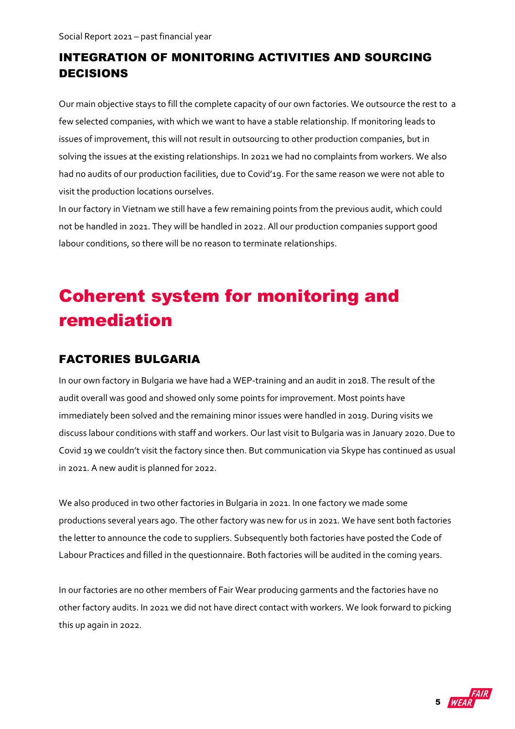## INTEGRATION OF MONITORING ACTIVITIES AND SOURCING DECISIONS

Our main objective stays to fill the complete capacity of our own factories. We outsource the rest to a few selected companies, with which we want to have a stable relationship. If monitoring leads to issues of improvement, this will not result in outsourcing to other production companies, but in solving the issues at the existing relationships. In 2021 we had no complaints from workers. We also had no audits of our production facilities, due to Covid'19. For the same reason we were not able to visit the production locations ourselves.

In our factory in Vietnam we still have a few remaining points from the previous audit, which could not be handled in 2021. They will be handled in 2022. All our production companies support good labour conditions, so there will be no reason to terminate relationships.

# Coherent system for monitoring and remediation

## FACTORIES BULGARIA

In our own factory in Bulgaria we have had a WEP-training and an audit in 2018. The result of the audit overall was good and showed only some points for improvement. Most points have immediately been solved and the remaining minor issues were handled in 2019. During visits we discuss labour conditions with staff and workers. Our last visit to Bulgaria was in January 2020. Due to Covid 19 we couldn't visit the factory since then. But communication via Skype has continued as usual in 2021. A new audit is planned for 2022.

We also produced in two other factories in Bulgaria in 2021. In one factory we made some productions several years ago. The other factory was new for us in 2021. We have sent both factories the letter to announce the code to suppliers. Subsequently both factories have posted the Code of Labour Practices and filled in the questionnaire. Both factories will be audited in the coming years.

In our factories are no other members of Fair Wear producing garments and the factories have no other factory audits. In 2021 we did not have direct contact with workers. We look forward to picking this up again in 2022.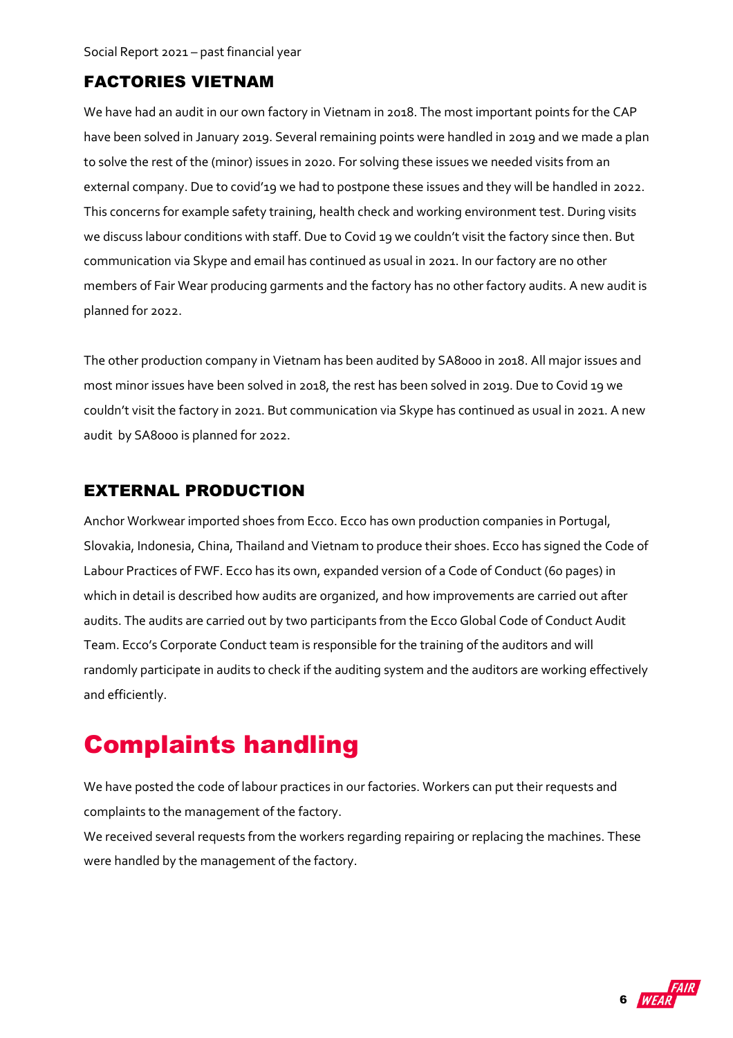## FACTORIES VIETNAM

We have had an audit in our own factory in Vietnam in 2018. The most important points for the CAP have been solved in January 2019. Several remaining points were handled in 2019 and we made a plan to solve the rest of the (minor) issues in 2020. For solving these issues we needed visits from an external company. Due to covid'19 we had to postpone these issues and they will be handled in 2022. This concerns for example safety training, health check and working environment test. During visits we discuss labour conditions with staff. Due to Covid 19 we couldn't visit the factory since then. But communication via Skype and email has continued as usual in 2021. In our factory are no other members of Fair Wear producing garments and the factory has no other factory audits. A new audit is planned for 2022.

The other production company in Vietnam has been audited by SA8000 in 2018. All major issues and most minor issues have been solved in 2018, the rest has been solved in 2019. Due to Covid 19 we couldn't visit the factory in 2021. But communication via Skype has continued as usual in 2021. A new audit by SA8000 is planned for 2022.

## EXTERNAL PRODUCTION

Anchor Workwear imported shoes from Ecco. Ecco has own production companies in Portugal, Slovakia, Indonesia, China, Thailand and Vietnam to produce their shoes. Ecco has signed the Code of Labour Practices of FWF. Ecco has its own, expanded version of a Code of Conduct (60 pages) in which in detail is described how audits are organized, and how improvements are carried out after audits. The audits are carried out by two participants from the Ecco Global Code of Conduct Audit Team. Ecco's Corporate Conduct team is responsible for the training of the auditors and will randomly participate in audits to check if the auditing system and the auditors are working effectively and efficiently.

# Complaints handling

We have posted the code of labour practices in our factories. Workers can put their requests and complaints to the management of the factory.

We received several requests from the workers regarding repairing or replacing the machines. These were handled by the management of the factory.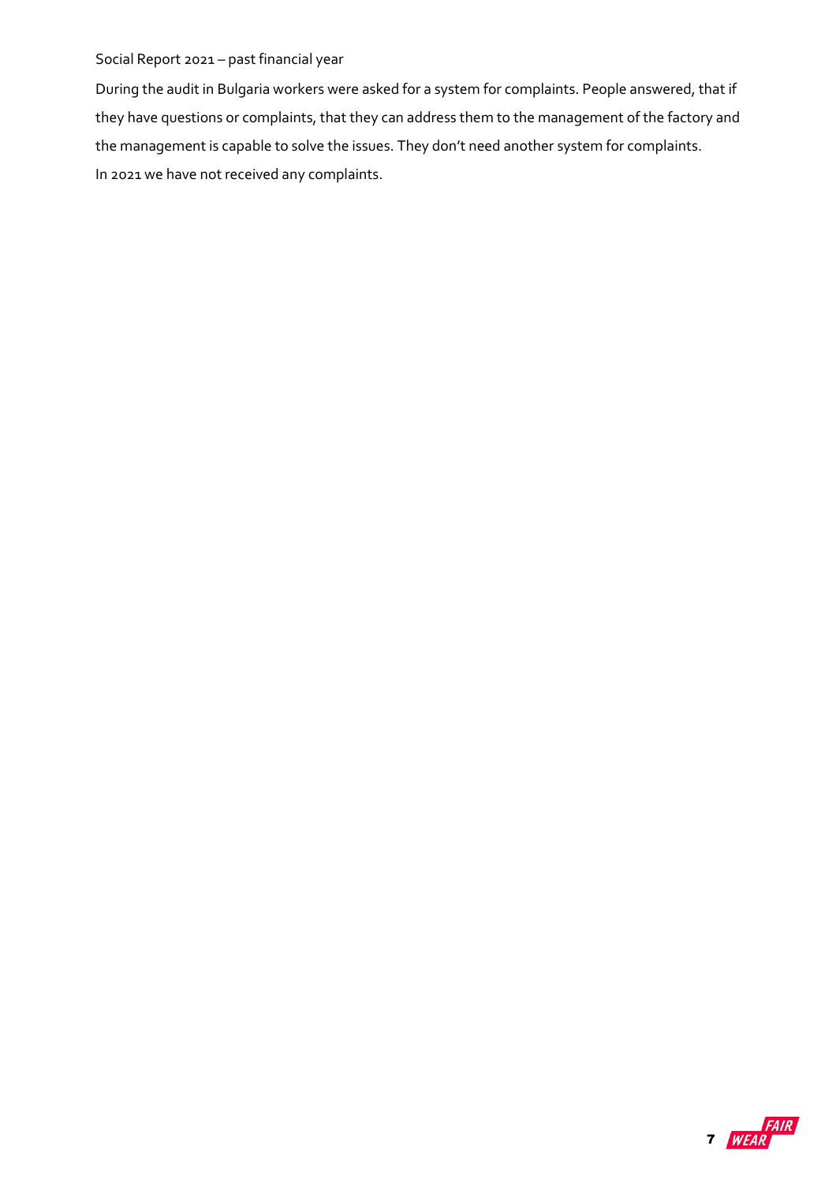Social Report 2021 – past financial year

During the audit in Bulgaria workers were asked for a system for complaints. People answered, that if they have questions or complaints, that they can address them to the management of the factory and the management is capable to solve the issues. They don't need another system for complaints.
In 2021 we have not received any complaints.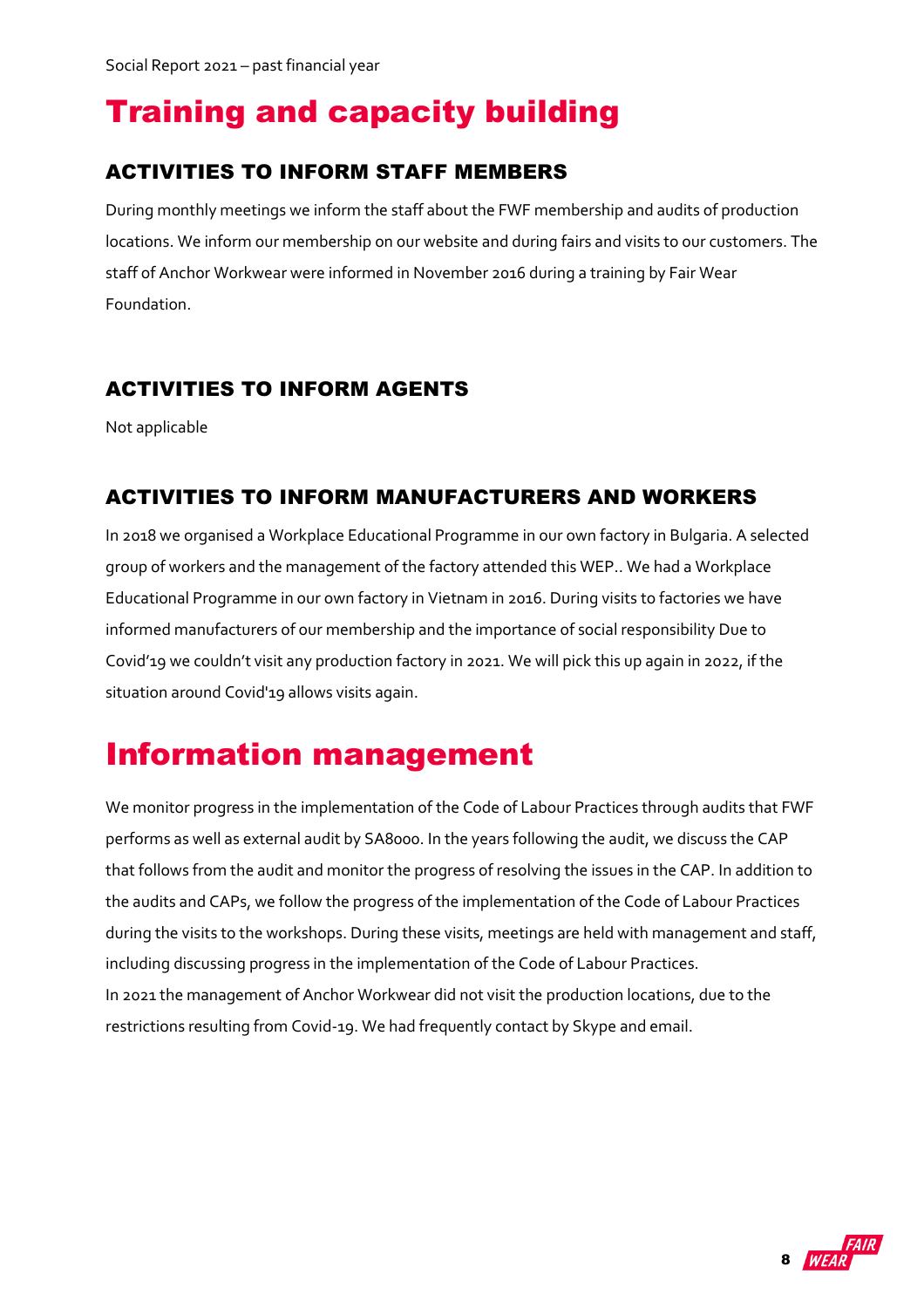# Training and capacity building

## ACTIVITIES TO INFORM STAFF MEMBERS

During monthly meetings we inform the staff about the FWF membership and audits of production locations. We inform our membership on our website and during fairs and visits to our customers. The staff of Anchor Workwear were informed in November 2016 during a training by Fair Wear Foundation.

## ACTIVITIES TO INFORM AGENTS

Not applicable

## ACTIVITIES TO INFORM MANUFACTURERS AND WORKERS

In 2018 we organised a Workplace Educational Programme in our own factory in Bulgaria. A selected group of workers and the management of the factory attended this WEP.. We had a Workplace Educational Programme in our own factory in Vietnam in 2016. During visits to factories we have informed manufacturers of our membership and the importance of social responsibility Due to Covid'19 we couldn't visit any production factory in 2021. We will pick this up again in 2022, if the situation around Covid'19 allows visits again.

# Information management

We monitor progress in the implementation of the Code of Labour Practices through audits that FWF performs as well as external audit by SA8000. In the years following the audit, we discuss the CAP that follows from the audit and monitor the progress of resolving the issues in the CAP. In addition to the audits and CAPs, we follow the progress of the implementation of the Code of Labour Practices during the visits to the workshops. During these visits, meetings are held with management and staff, including discussing progress in the implementation of the Code of Labour Practices.
In 2021 the management of Anchor Workwear did not visit the production locations, due to the restrictions resulting from Covid-19. We had frequently contact by Skype and email.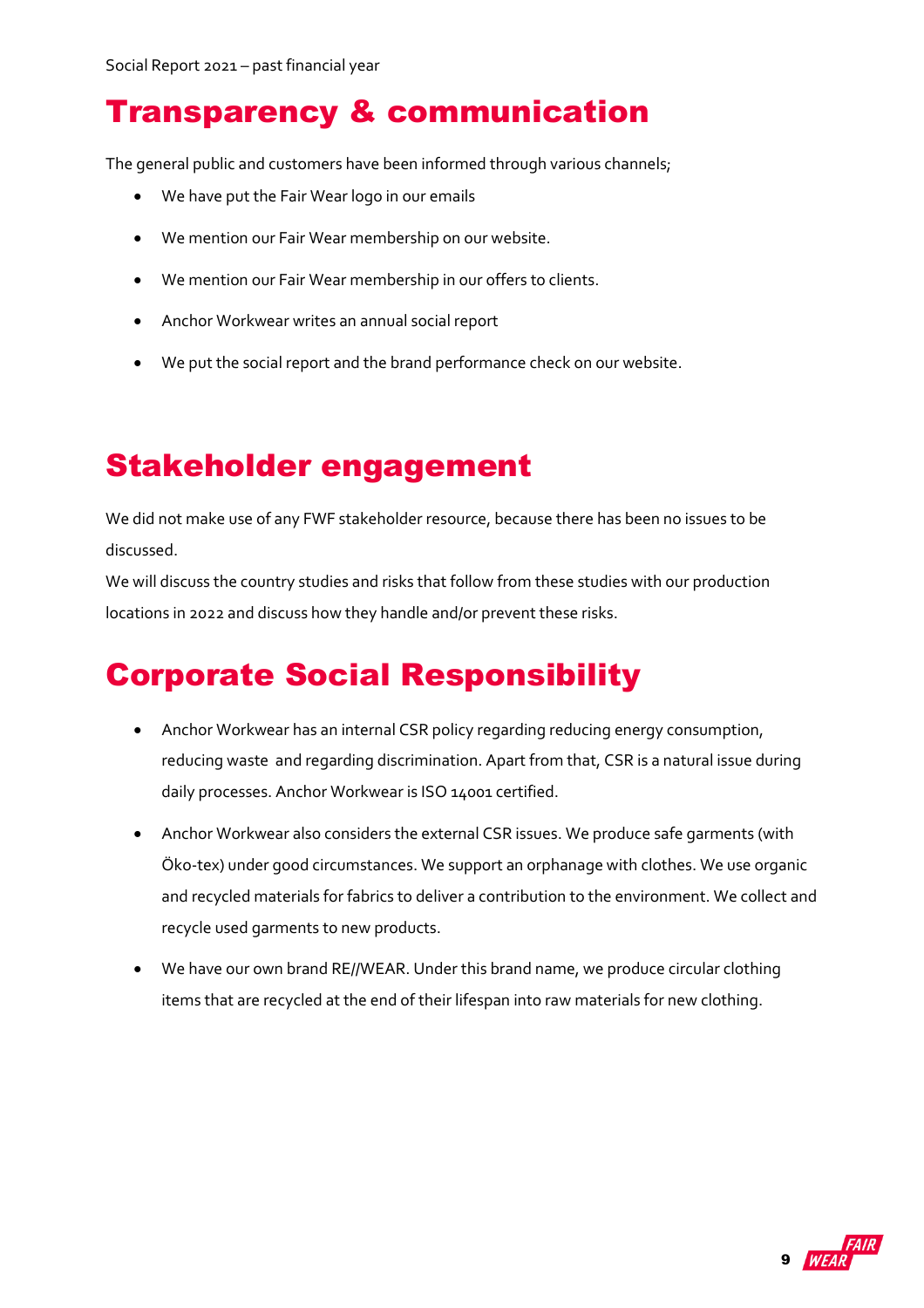## Transparency & communication

The general public and customers have been informed through various channels;

- We have put the Fair Wear logo in our emails
- We mention our Fair Wear membership on our website.
- We mention our Fair Wear membership in our offers to clients.
- Anchor Workwear writes an annual social report
- We put the social report and the brand performance check on our website.

## Stakeholder engagement

We did not make use of any FWF stakeholder resource, because there has been no issues to be discussed.

We will discuss the country studies and risks that follow from these studies with our production locations in 2022 and discuss how they handle and/or prevent these risks.

## Corporate Social Responsibility

- Anchor Workwear has an internal CSR policy regarding reducing energy consumption, reducing waste and regarding discrimination. Apart from that, CSR is a natural issue during daily processes. Anchor Workwear is ISO 14001 certified.
- Anchor Workwear also considers the external CSR issues. We produce safe garments (with Öko-tex) under good circumstances. We support an orphanage with clothes. We use organic and recycled materials for fabrics to deliver a contribution to the environment. We collect and recycle used garments to new products.
- We have our own brand RE//WEAR. Under this brand name, we produce circular clothing items that are recycled at the end of their lifespan into raw materials for new clothing.